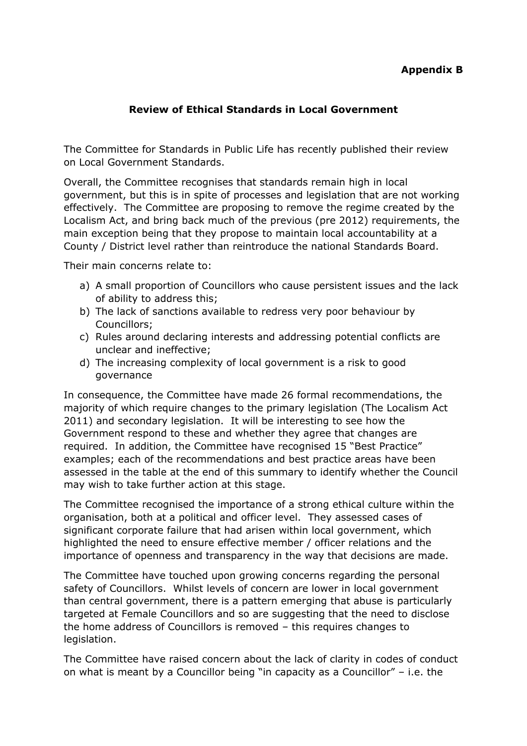**Appendix B**

## Review of Ethical Standards in Local Government

The Committee for Standards in Public Life has recently published their review on Local Government Standards.

Overall, the Committee recognises that standards remain high in local government, but this is in spite of processes and legislation that are not working effectively. The Committee are proposing to remove the regime created by the Localism Act, and bring back much of the previous (pre 2012) requirements, the main exception being that they propose to maintain local accountability at a County / District level rather than reintroduce the national Standards Board.

Their main concerns relate to:

a) A small proportion of Councillors who cause persistent issues and the lack of ability to address this;
b) The lack of sanctions available to redress very poor behaviour by Councillors;
c) Rules around declaring interests and addressing potential conflicts are unclear and ineffective;
d) The increasing complexity of local government is a risk to good governance

In consequence, the Committee have made 26 formal recommendations, the majority of which require changes to the primary legislation (The Localism Act 2011) and secondary legislation. It will be interesting to see how the Government respond to these and whether they agree that changes are required. In addition, the Committee have recognised 15 "Best Practice" examples; each of the recommendations and best practice areas have been assessed in the table at the end of this summary to identify whether the Council may wish to take further action at this stage.

The Committee recognised the importance of a strong ethical culture within the organisation, both at a political and officer level. They assessed cases of significant corporate failure that had arisen within local government, which highlighted the need to ensure effective member / officer relations and the importance of openness and transparency in the way that decisions are made.

The Committee have touched upon growing concerns regarding the personal safety of Councillors. Whilst levels of concern are lower in local government than central government, there is a pattern emerging that abuse is particularly targeted at Female Councillors and so are suggesting that the need to disclose the home address of Councillors is removed – this requires changes to legislation.

The Committee have raised concern about the lack of clarity in codes of conduct on what is meant by a Councillor being "in capacity as a Councillor" – i.e. the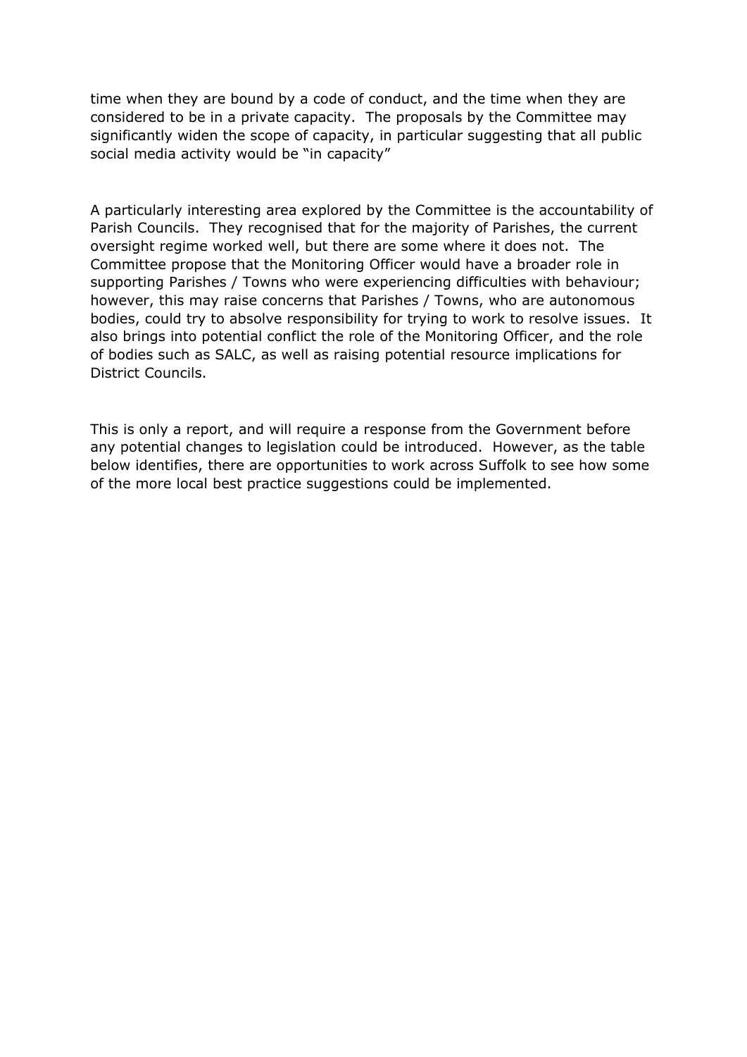time when they are bound by a code of conduct, and the time when they are considered to be in a private capacity. The proposals by the Committee may significantly widen the scope of capacity, in particular suggesting that all public social media activity would be "in capacity"

A particularly interesting area explored by the Committee is the accountability of Parish Councils. They recognised that for the majority of Parishes, the current oversight regime worked well, but there are some where it does not. The Committee propose that the Monitoring Officer would have a broader role in supporting Parishes / Towns who were experiencing difficulties with behaviour; however, this may raise concerns that Parishes / Towns, who are autonomous bodies, could try to absolve responsibility for trying to work to resolve issues. It also brings into potential conflict the role of the Monitoring Officer, and the role of bodies such as SALC, as well as raising potential resource implications for District Councils.

This is only a report, and will require a response from the Government before any potential changes to legislation could be introduced. However, as the table below identifies, there are opportunities to work across Suffolk to see how some of the more local best practice suggestions could be implemented.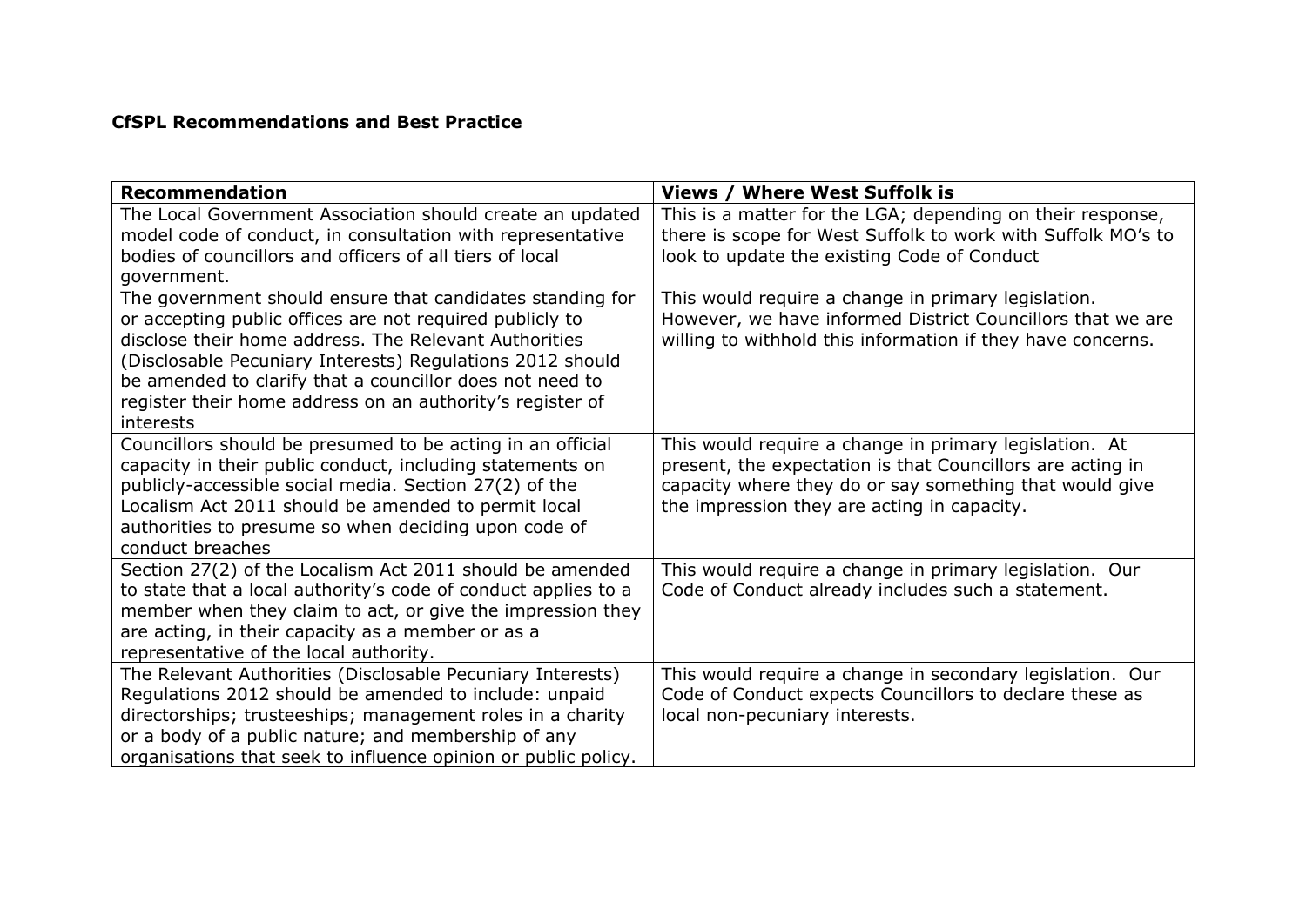**CfSPL Recommendations and Best Practice**

| Recommendation | Views / Where West Suffolk is |
|---|---|
| The Local Government Association should create an updated model code of conduct, in consultation with representative bodies of councillors and officers of all tiers of local government. | This is a matter for the LGA; depending on their response, there is scope for West Suffolk to work with Suffolk MO's to look to update the existing Code of Conduct |
| The government should ensure that candidates standing for or accepting public offices are not required publicly to disclose their home address. The Relevant Authorities (Disclosable Pecuniary Interests) Regulations 2012 should be amended to clarify that a councillor does not need to register their home address on an authority's register of interests | This would require a change in primary legislation. However, we have informed District Councillors that we are willing to withhold this information if they have concerns. |
| Councillors should be presumed to be acting in an official capacity in their public conduct, including statements on publicly-accessible social media. Section 27(2) of the Localism Act 2011 should be amended to permit local authorities to presume so when deciding upon code of conduct breaches | This would require a change in primary legislation. At present, the expectation is that Councillors are acting in capacity where they do or say something that would give the impression they are acting in capacity. |
| Section 27(2) of the Localism Act 2011 should be amended to state that a local authority's code of conduct applies to a member when they claim to act, or give the impression they are acting, in their capacity as a member or as a representative of the local authority. | This would require a change in primary legislation. Our Code of Conduct already includes such a statement. |
| The Relevant Authorities (Disclosable Pecuniary Interests) Regulations 2012 should be amended to include: unpaid directorships; trusteeships; management roles in a charity or a body of a public nature; and membership of any organisations that seek to influence opinion or public policy. | This would require a change in secondary legislation. Our Code of Conduct expects Councillors to declare these as local non-pecuniary interests. |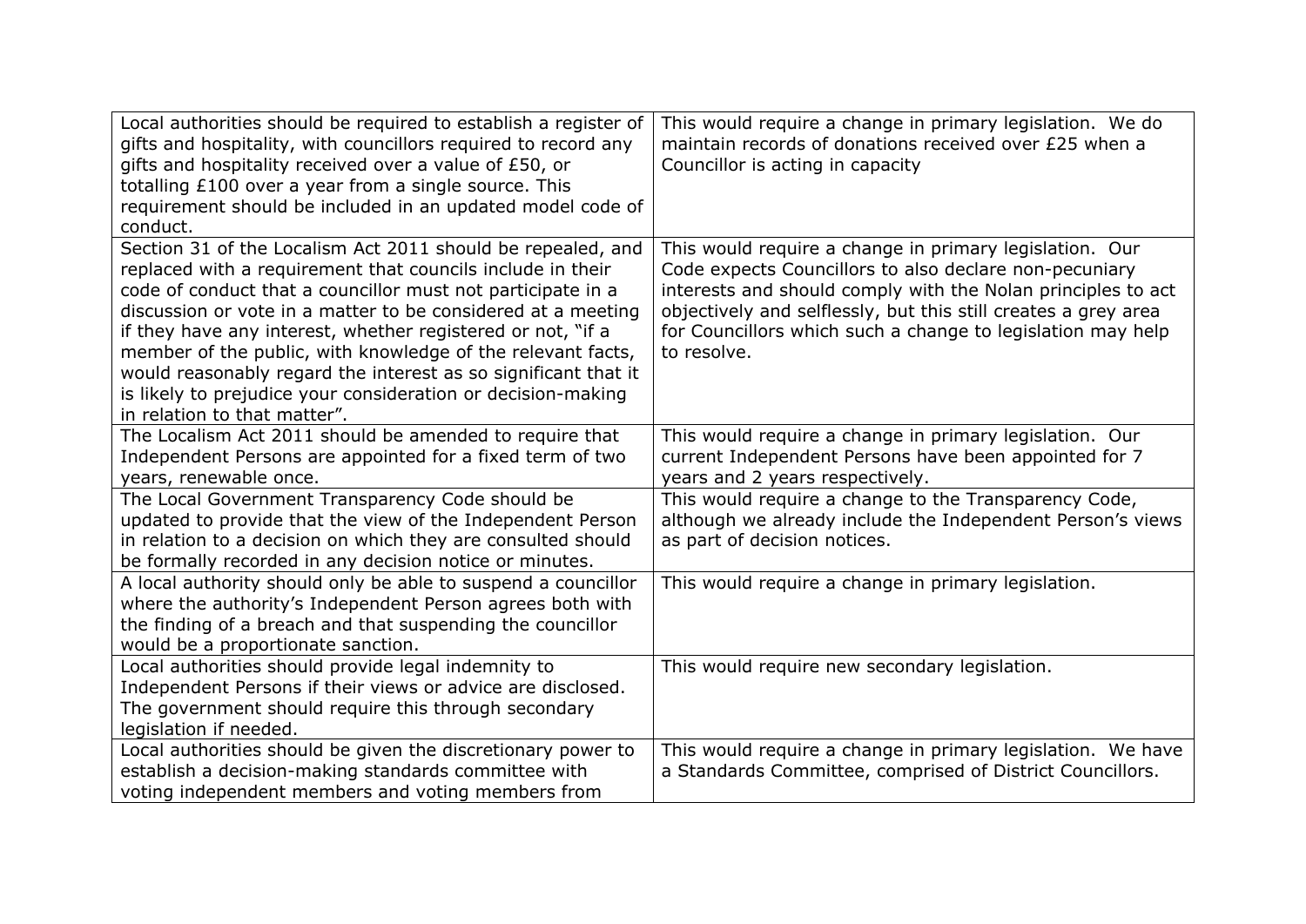| | |
|---|---|
| Local authorities should be required to establish a register of gifts and hospitality, with councillors required to record any gifts and hospitality received over a value of £50, or totalling £100 over a year from a single source. This requirement should be included in an updated model code of conduct. | This would require a change in primary legislation. We do maintain records of donations received over £25 when a Councillor is acting in capacity |
| Section 31 of the Localism Act 2011 should be repealed, and replaced with a requirement that councils include in their code of conduct that a councillor must not participate in a discussion or vote in a matter to be considered at a meeting if they have any interest, whether registered or not, "if a member of the public, with knowledge of the relevant facts, would reasonably regard the interest as so significant that it is likely to prejudice your consideration or decision-making in relation to that matter". | This would require a change in primary legislation. Our Code expects Councillors to also declare non-pecuniary interests and should comply with the Nolan principles to act objectively and selflessly, but this still creates a grey area for Councillors which such a change to legislation may help to resolve. |
| The Localism Act 2011 should be amended to require that Independent Persons are appointed for a fixed term of two years, renewable once. | This would require a change in primary legislation. Our current Independent Persons have been appointed for 7 years and 2 years respectively. |
| The Local Government Transparency Code should be updated to provide that the view of the Independent Person in relation to a decision on which they are consulted should be formally recorded in any decision notice or minutes. | This would require a change to the Transparency Code, although we already include the Independent Person's views as part of decision notices. |
| A local authority should only be able to suspend a councillor where the authority's Independent Person agrees both with the finding of a breach and that suspending the councillor would be a proportionate sanction. | This would require a change in primary legislation. |
| Local authorities should provide legal indemnity to Independent Persons if their views or advice are disclosed. The government should require this through secondary legislation if needed. | This would require new secondary legislation. |
| Local authorities should be given the discretionary power to establish a decision-making standards committee with voting independent members and voting members from | This would require a change in primary legislation. We have a Standards Committee, comprised of District Councillors. |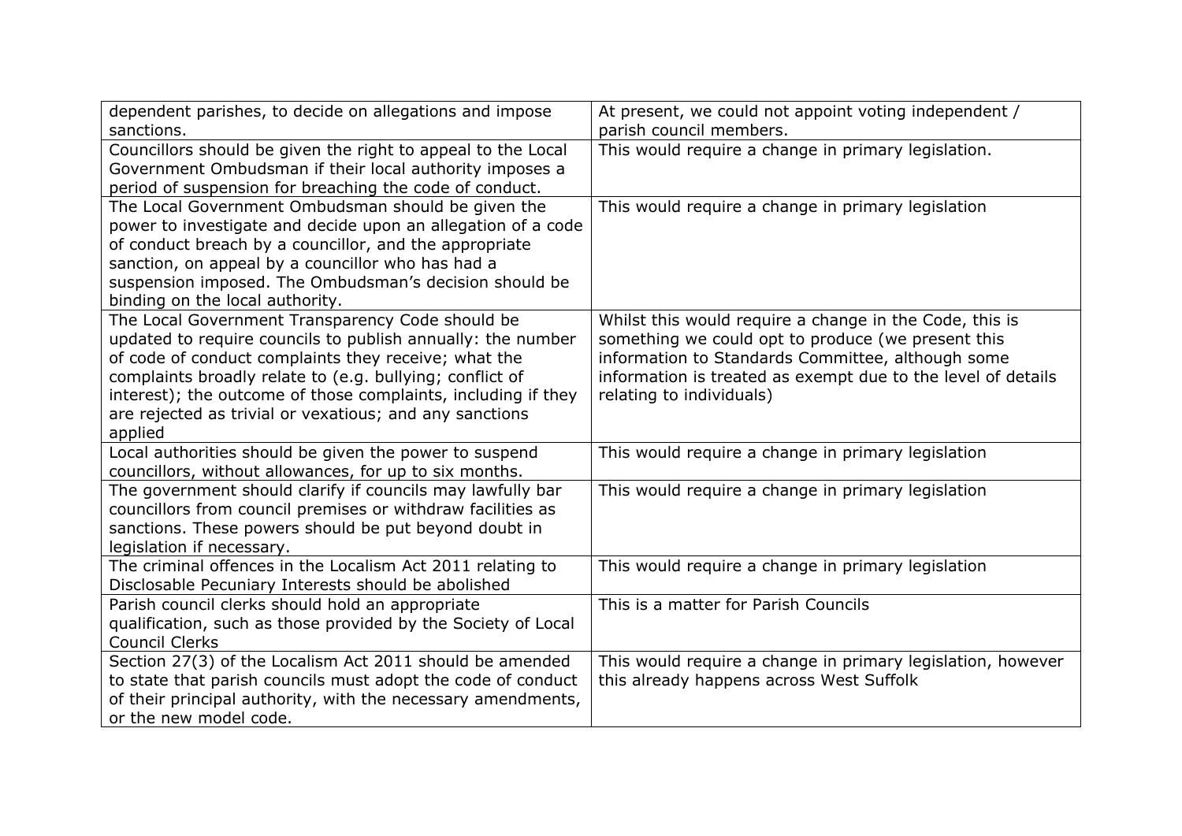| | |
|---|---|
| dependent parishes, to decide on allegations and impose sanctions. | At present, we could not appoint voting independent / parish council members. |
| Councillors should be given the right to appeal to the Local Government Ombudsman if their local authority imposes a period of suspension for breaching the code of conduct. | This would require a change in primary legislation. |
| The Local Government Ombudsman should be given the power to investigate and decide upon an allegation of a code of conduct breach by a councillor, and the appropriate sanction, on appeal by a councillor who has had a suspension imposed. The Ombudsman's decision should be binding on the local authority. | This would require a change in primary legislation |
| The Local Government Transparency Code should be updated to require councils to publish annually: the number of code of conduct complaints they receive; what the complaints broadly relate to (e.g. bullying; conflict of interest); the outcome of those complaints, including if they are rejected as trivial or vexatious; and any sanctions applied | Whilst this would require a change in the Code, this is something we could opt to produce (we present this information to Standards Committee, although some information is treated as exempt due to the level of details relating to individuals) |
| Local authorities should be given the power to suspend councillors, without allowances, for up to six months. | This would require a change in primary legislation |
| The government should clarify if councils may lawfully bar councillors from council premises or withdraw facilities as sanctions. These powers should be put beyond doubt in legislation if necessary. | This would require a change in primary legislation |
| The criminal offences in the Localism Act 2011 relating to Disclosable Pecuniary Interests should be abolished | This would require a change in primary legislation |
| Parish council clerks should hold an appropriate qualification, such as those provided by the Society of Local Council Clerks | This is a matter for Parish Councils |
| Section 27(3) of the Localism Act 2011 should be amended to state that parish councils must adopt the code of conduct of their principal authority, with the necessary amendments, or the new model code. | This would require a change in primary legislation, however this already happens across West Suffolk |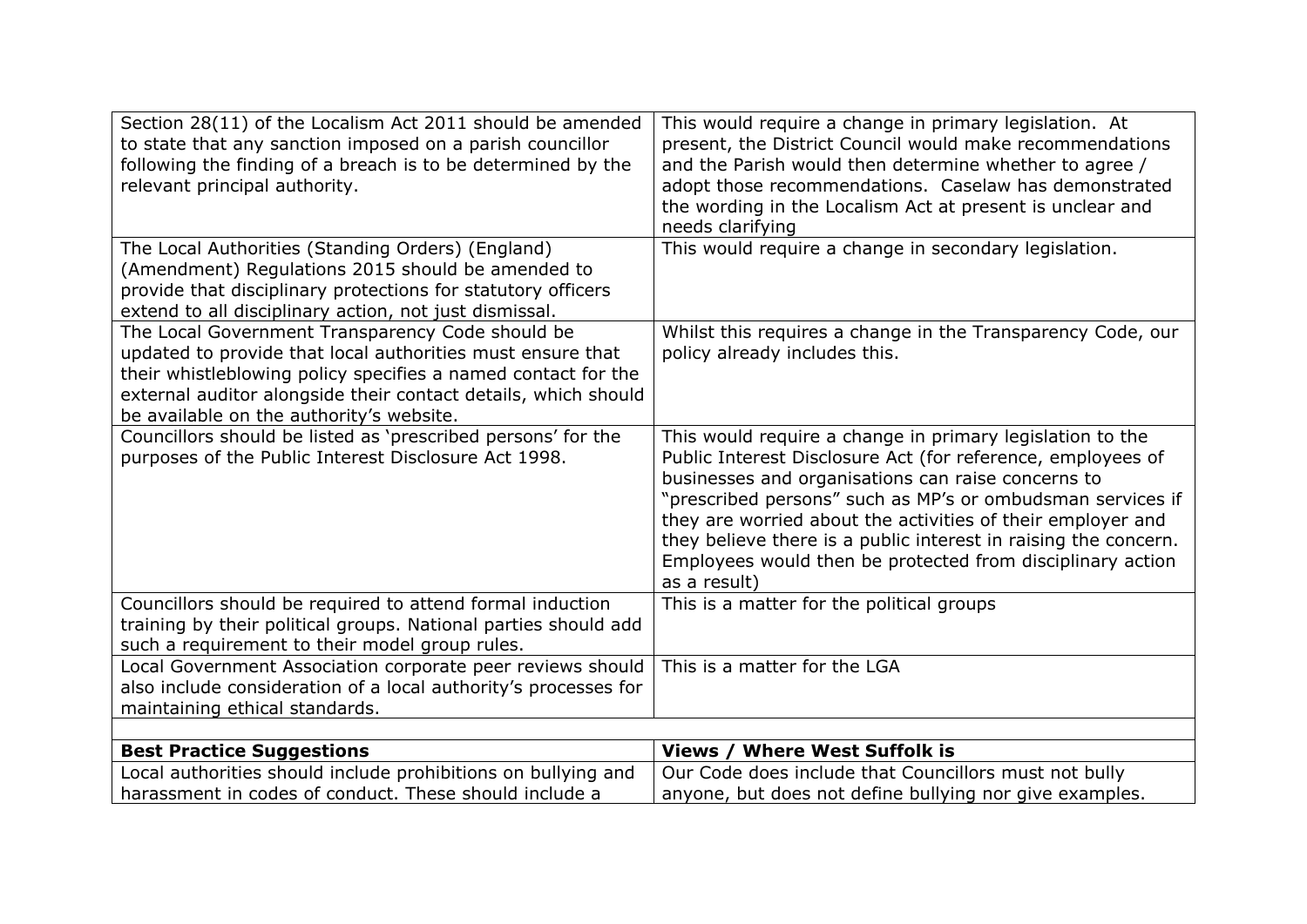| | |
|---|---|
| Section 28(11) of the Localism Act 2011 should be amended to state that any sanction imposed on a parish councillor following the finding of a breach is to be determined by the relevant principal authority. | This would require a change in primary legislation. At present, the District Council would make recommendations and the Parish would then determine whether to agree / adopt those recommendations. Caselaw has demonstrated the wording in the Localism Act at present is unclear and needs clarifying |
| The Local Authorities (Standing Orders) (England) (Amendment) Regulations 2015 should be amended to provide that disciplinary protections for statutory officers extend to all disciplinary action, not just dismissal. | This would require a change in secondary legislation. |
| The Local Government Transparency Code should be updated to provide that local authorities must ensure that their whistleblowing policy specifies a named contact for the external auditor alongside their contact details, which should be available on the authority's website. | Whilst this requires a change in the Transparency Code, our policy already includes this. |
| Councillors should be listed as 'prescribed persons' for the purposes of the Public Interest Disclosure Act 1998. | This would require a change in primary legislation to the Public Interest Disclosure Act (for reference, employees of businesses and organisations can raise concerns to "prescribed persons" such as MP's or ombudsman services if they are worried about the activities of their employer and they believe there is a public interest in raising the concern. Employees would then be protected from disciplinary action as a result) |
| Councillors should be required to attend formal induction training by their political groups. National parties should add such a requirement to their model group rules. | This is a matter for the political groups |
| Local Government Association corporate peer reviews should also include consideration of a local authority's processes for maintaining ethical standards. | This is a matter for the LGA |
| | |
| **Best Practice Suggestions** | **Views / Where West Suffolk is** |
| Local authorities should include prohibitions on bullying and harassment in codes of conduct. These should include a | Our Code does include that Councillors must not bully anyone, but does not define bullying nor give examples. |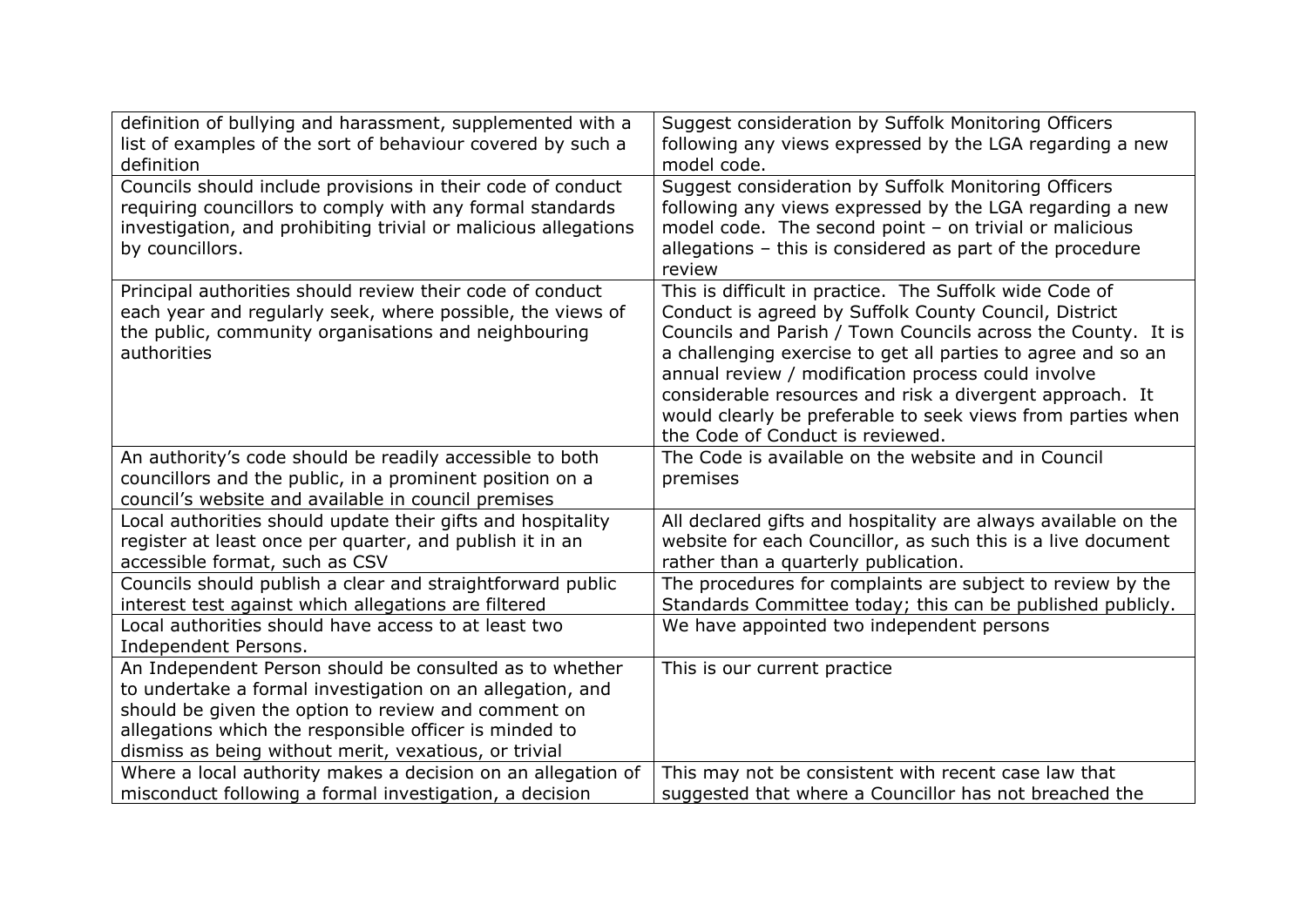| | |
|---|---|
| definition of bullying and harassment, supplemented with a list of examples of the sort of behaviour covered by such a definition | Suggest consideration by Suffolk Monitoring Officers following any views expressed by the LGA regarding a new model code. |
| Councils should include provisions in their code of conduct requiring councillors to comply with any formal standards investigation, and prohibiting trivial or malicious allegations by councillors. | Suggest consideration by Suffolk Monitoring Officers following any views expressed by the LGA regarding a new model code. The second point – on trivial or malicious allegations – this is considered as part of the procedure review |
| Principal authorities should review their code of conduct each year and regularly seek, where possible, the views of the public, community organisations and neighbouring authorities | This is difficult in practice. The Suffolk wide Code of Conduct is agreed by Suffolk County Council, District Councils and Parish / Town Councils across the County. It is a challenging exercise to get all parties to agree and so an annual review / modification process could involve considerable resources and risk a divergent approach. It would clearly be preferable to seek views from parties when the Code of Conduct is reviewed. |
| An authority's code should be readily accessible to both councillors and the public, in a prominent position on a council's website and available in council premises | The Code is available on the website and in Council premises |
| Local authorities should update their gifts and hospitality register at least once per quarter, and publish it in an accessible format, such as CSV | All declared gifts and hospitality are always available on the website for each Councillor, as such this is a live document rather than a quarterly publication. |
| Councils should publish a clear and straightforward public interest test against which allegations are filtered | The procedures for complaints are subject to review by the Standards Committee today; this can be published publicly. |
| Local authorities should have access to at least two Independent Persons. | We have appointed two independent persons |
| An Independent Person should be consulted as to whether to undertake a formal investigation on an allegation, and should be given the option to review and comment on allegations which the responsible officer is minded to dismiss as being without merit, vexatious, or trivial | This is our current practice |
| Where a local authority makes a decision on an allegation of misconduct following a formal investigation, a decision | This may not be consistent with recent case law that suggested that where a Councillor has not breached the |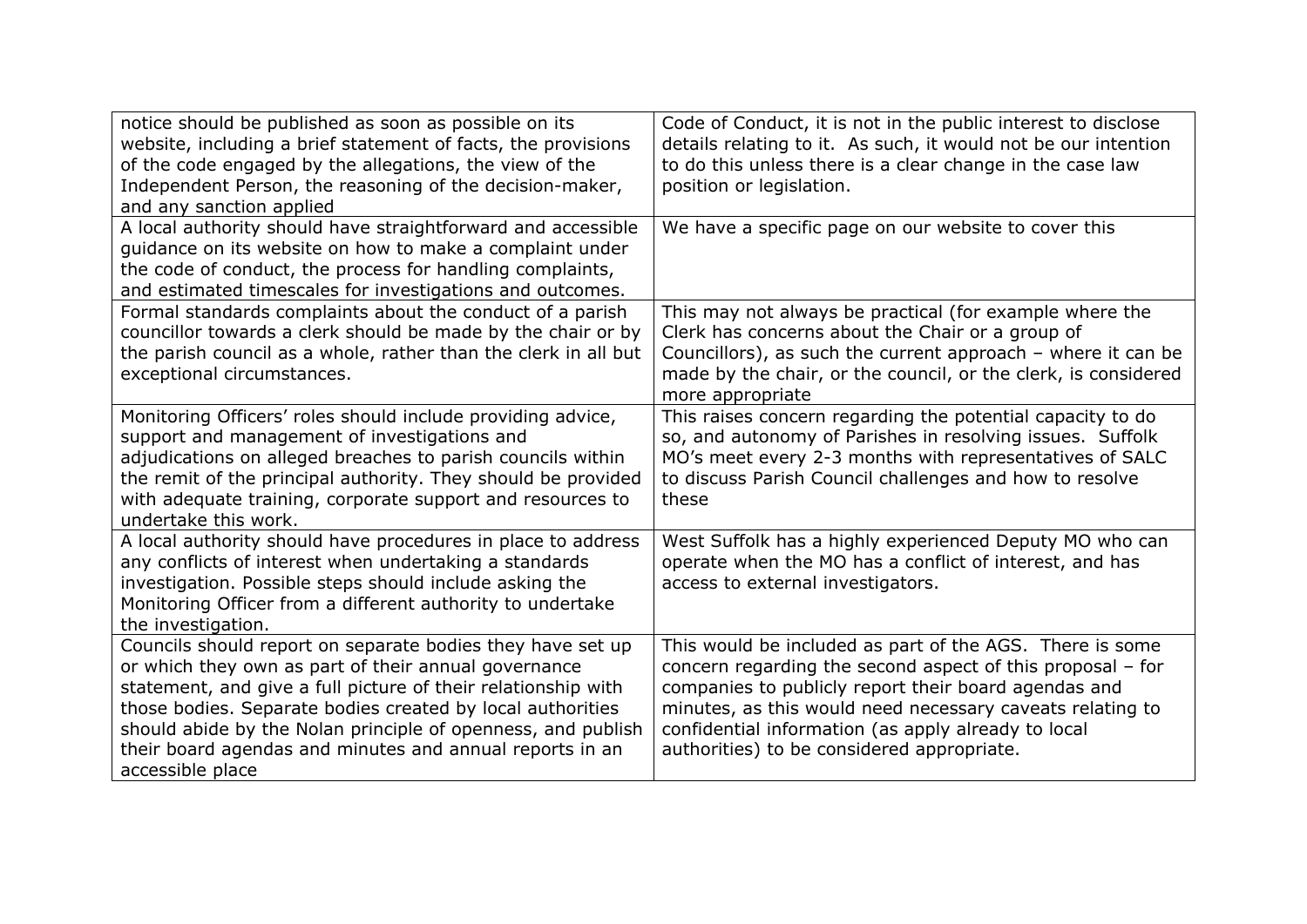| | |
|---|---|
| notice should be published as soon as possible on its website, including a brief statement of facts, the provisions of the code engaged by the allegations, the view of the Independent Person, the reasoning of the decision-maker, and any sanction applied | Code of Conduct, it is not in the public interest to disclose details relating to it. As such, it would not be our intention to do this unless there is a clear change in the case law position or legislation. |
| A local authority should have straightforward and accessible guidance on its website on how to make a complaint under the code of conduct, the process for handling complaints, and estimated timescales for investigations and outcomes. | We have a specific page on our website to cover this |
| Formal standards complaints about the conduct of a parish councillor towards a clerk should be made by the chair or by the parish council as a whole, rather than the clerk in all but exceptional circumstances. | This may not always be practical (for example where the Clerk has concerns about the Chair or a group of Councillors), as such the current approach – where it can be made by the chair, or the council, or the clerk, is considered more appropriate |
| Monitoring Officers' roles should include providing advice, support and management of investigations and adjudications on alleged breaches to parish councils within the remit of the principal authority. They should be provided with adequate training, corporate support and resources to undertake this work. | This raises concern regarding the potential capacity to do so, and autonomy of Parishes in resolving issues. Suffolk MO's meet every 2-3 months with representatives of SALC to discuss Parish Council challenges and how to resolve these |
| A local authority should have procedures in place to address any conflicts of interest when undertaking a standards investigation. Possible steps should include asking the Monitoring Officer from a different authority to undertake the investigation. | West Suffolk has a highly experienced Deputy MO who can operate when the MO has a conflict of interest, and has access to external investigators. |
| Councils should report on separate bodies they have set up or which they own as part of their annual governance statement, and give a full picture of their relationship with those bodies. Separate bodies created by local authorities should abide by the Nolan principle of openness, and publish their board agendas and minutes and annual reports in an accessible place | This would be included as part of the AGS. There is some concern regarding the second aspect of this proposal – for companies to publicly report their board agendas and minutes, as this would need necessary caveats relating to confidential information (as apply already to local authorities) to be considered appropriate. |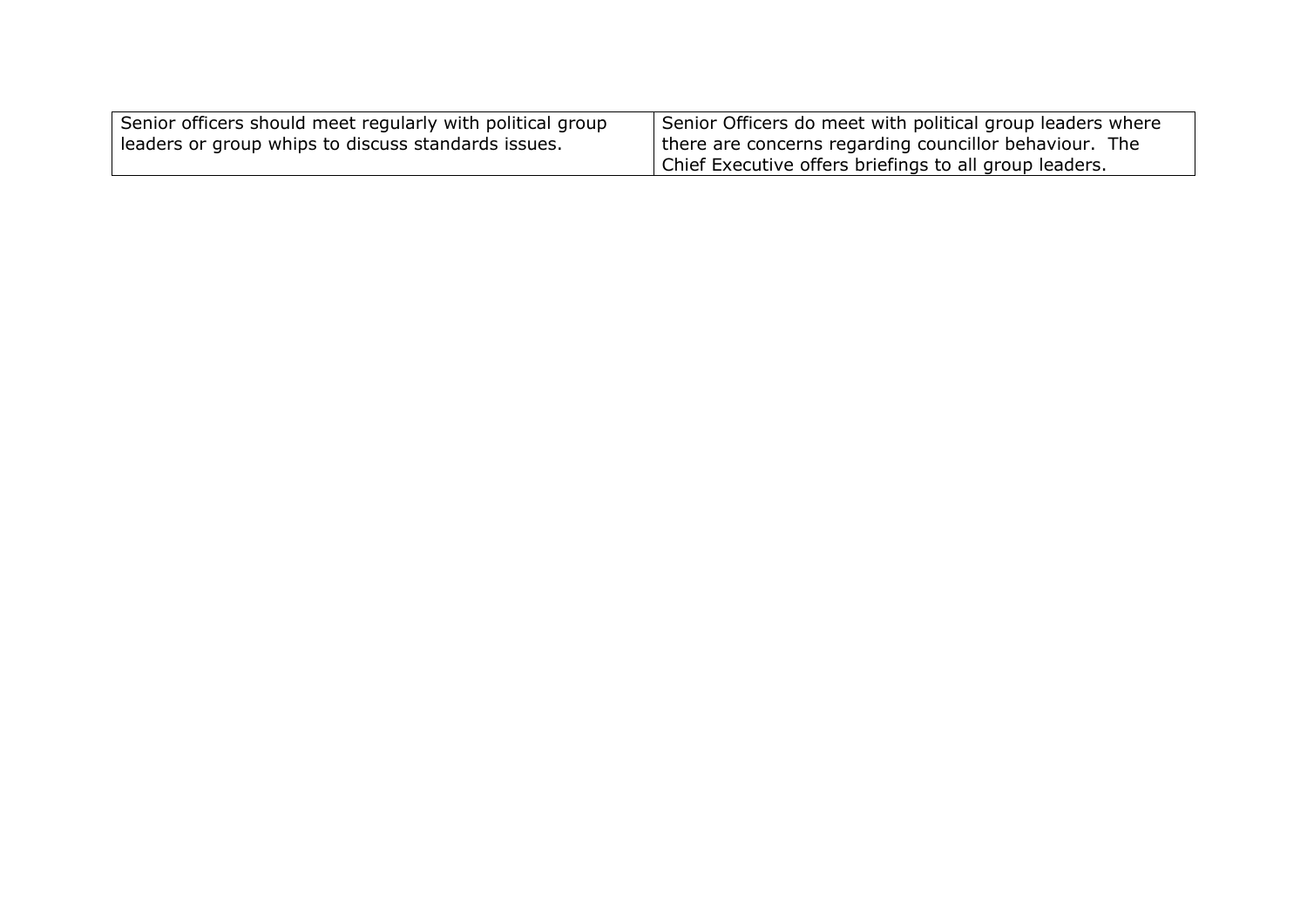| | |
|---|---|
| Senior officers should meet regularly with political group leaders or group whips to discuss standards issues. | Senior Officers do meet with political group leaders where there are concerns regarding councillor behaviour. The Chief Executive offers briefings to all group leaders. |